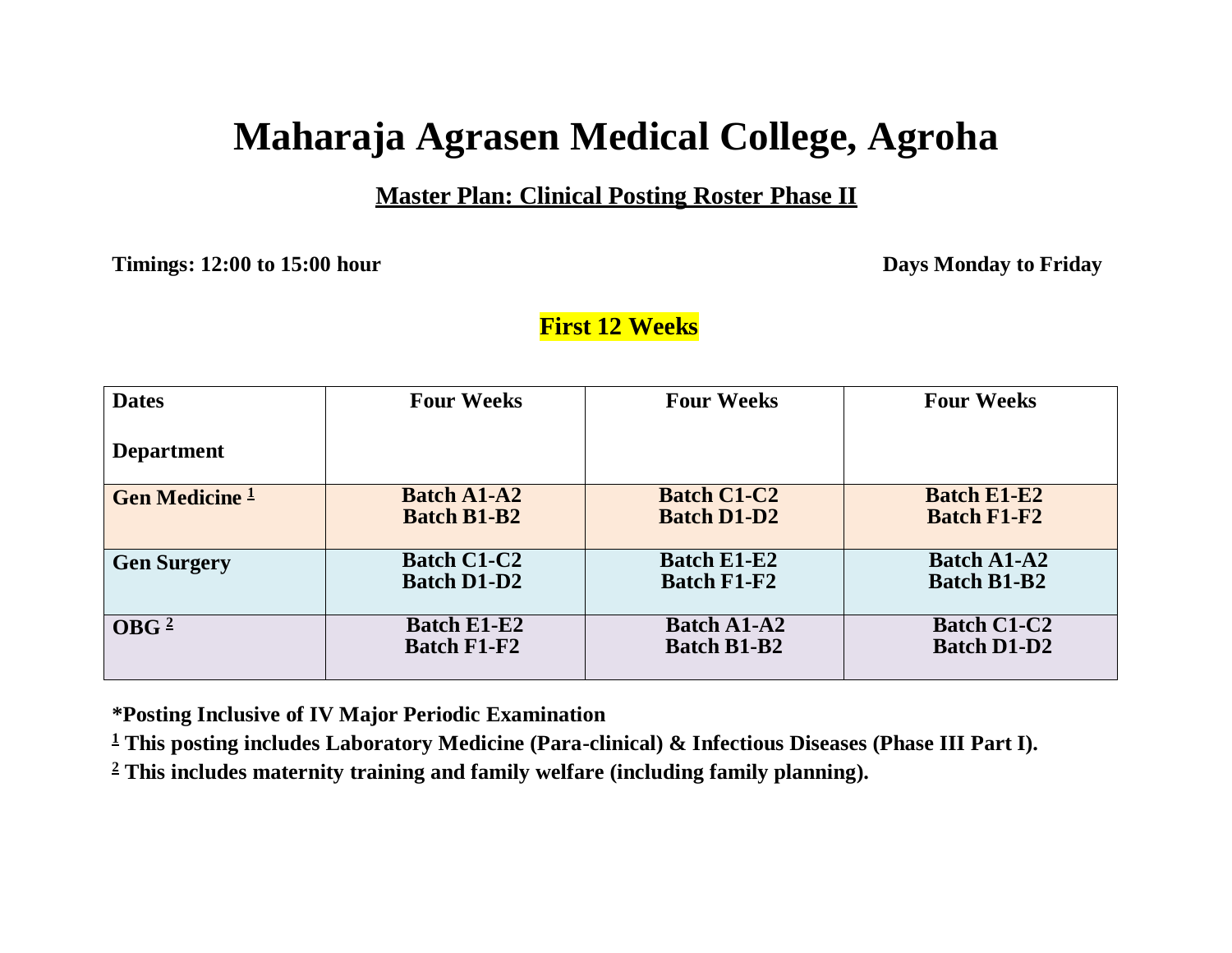# Maharaja Agrasen Medical College, Agroha

## Master Plan: Clinical Posting Roster Phase II

**Timings: 12:00 to 15:00 hour** **Days Monday to Friday**

### First 12 Weeks

| Dates / Department | Four Weeks | Four Weeks | Four Weeks |
|---|---|---|---|
| **Gen Medicine** [1] | **Batch A1-A2**<br>**Batch B1-B2** | **Batch C1-C2**<br>**Batch D1-D2** | **Batch E1-E2**<br>**Batch F1-F2** |
| **Gen Surgery** | **Batch C1-C2**<br>**Batch D1-D2** | **Batch E1-E2**<br>**Batch F1-F2** | **Batch A1-A2**<br>**Batch B1-B2** |
| **OBG** [2] | **Batch E1-E2**<br>**Batch F1-F2** | **Batch A1-A2**<br>**Batch B1-B2** | **Batch C1-C2**<br>**Batch D1-D2** |

**\*Posting Inclusive of IV Major Periodic Examination**

[1] **This posting includes Laboratory Medicine (Para-clinical) & Infectious Diseases (Phase III Part I).**

[2] **This includes maternity training and family welfare (including family planning).**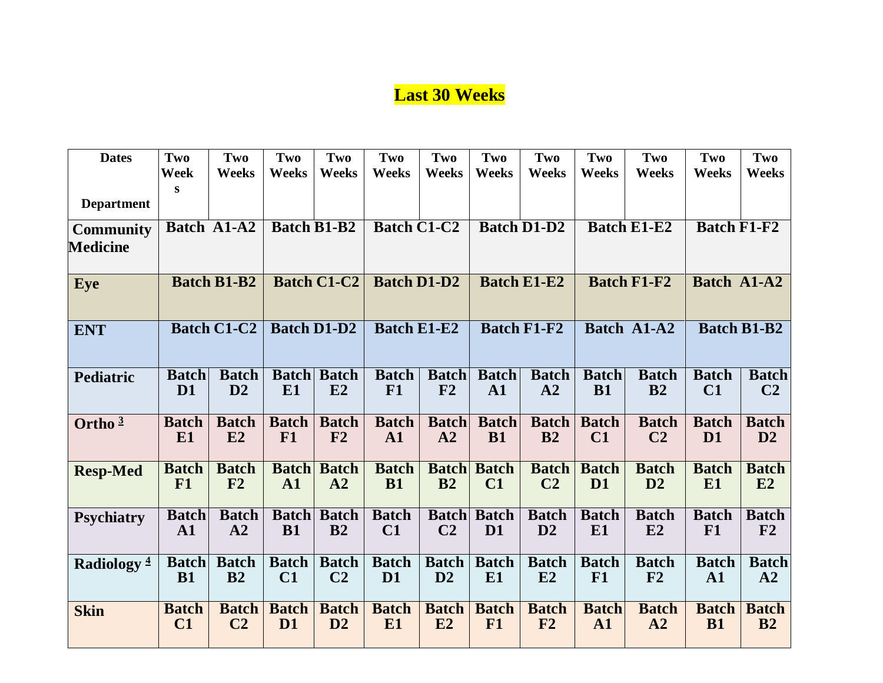# Last 30 Weeks

| Dates / Department | Two Weeks | Two Weeks | Two Weeks | Two Weeks | Two Weeks | Two Weeks | Two Weeks | Two Weeks | Two Weeks | Two Weeks | Two Weeks | Two Weeks |
|---|---|---|---|---|---|---|---|---|---|---|---|---|
| **Community Medicine** | **Batch A1-A2** | | **Batch B1-B2** | | **Batch C1-C2** | | **Batch D1-D2** | | **Batch E1-E2** | | **Batch F1-F2** | |
| **Eye** | **Batch B1-B2** | | **Batch C1-C2** | | **Batch D1-D2** | | **Batch E1-E2** | | **Batch F1-F2** | | **Batch A1-A2** | |
| **ENT** | **Batch C1-C2** | | **Batch D1-D2** | | **Batch E1-E2** | | **Batch F1-F2** | | **Batch A1-A2** | | **Batch B1-B2** | |
| **Pediatric** | **Batch D1** | **Batch D2** | **Batch E1** | **Batch E2** | **Batch F1** | **Batch F2** | **Batch A1** | **Batch A2** | **Batch B1** | **Batch B2** | **Batch C1** | **Batch C2** |
| **Ortho** [3] | **Batch E1** | **Batch E2** | **Batch F1** | **Batch F2** | **Batch A1** | **Batch A2** | **Batch B1** | **Batch B2** | **Batch C1** | **Batch C2** | **Batch D1** | **Batch D2** |
| **Resp-Med** | **Batch F1** | **Batch F2** | **Batch A1** | **Batch A2** | **Batch B1** | **Batch B2** | **Batch C1** | **Batch C2** | **Batch D1** | **Batch D2** | **Batch E1** | **Batch E2** |
| **Psychiatry** | **Batch A1** | **Batch A2** | **Batch B1** | **Batch B2** | **Batch C1** | **Batch C2** | **Batch D1** | **Batch D2** | **Batch E1** | **Batch E2** | **Batch F1** | **Batch F2** |
| **Radiology** [4] | **Batch B1** | **Batch B2** | **Batch C1** | **Batch C2** | **Batch D1** | **Batch D2** | **Batch E1** | **Batch E2** | **Batch F1** | **Batch F2** | **Batch A1** | **Batch A2** |
| **Skin** | **Batch C1** | **Batch C2** | **Batch D1** | **Batch D2** | **Batch E1** | **Batch E2** | **Batch F1** | **Batch F2** | **Batch A1** | **Batch A2** | **Batch B1** | **Batch B2** |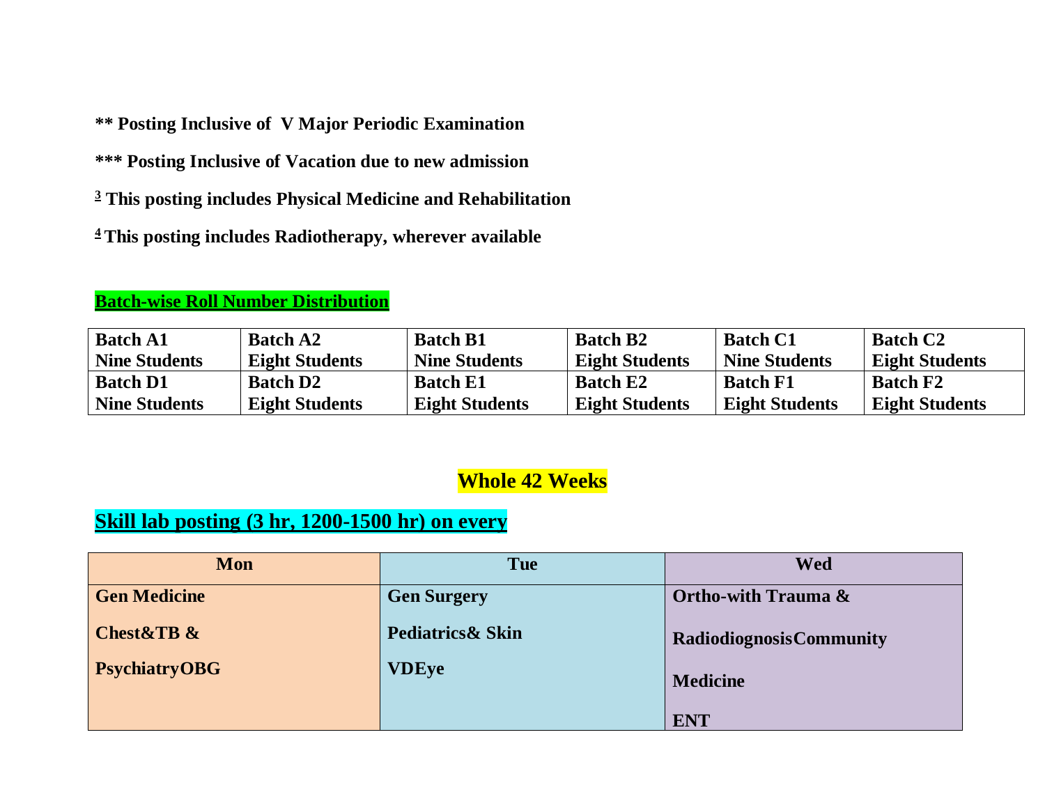**\*\* Posting Inclusive of V Major Periodic Examination**

**\*\*\* Posting Inclusive of Vacation due to new admission**

**[3] This posting includes Physical Medicine and Rehabilitation**

**[4] This posting includes Radiotherapy, wherever available**

**Batch-wise Roll Number Distribution**

| Batch A1<br>Nine Students | Batch A2<br>Eight Students | Batch B1<br>Nine Students | Batch B2<br>Eight Students | Batch C1<br>Nine Students | Batch C2<br>Eight Students |
|---|---|---|---|---|---|
| Batch D1<br>Nine Students | Batch D2<br>Eight Students | Batch E1<br>Eight Students | Batch E2<br>Eight Students | Batch F1<br>Eight Students | Batch F2<br>Eight Students |

## Whole 42 Weeks

## Skill lab posting (3 hr, 1200-1500 hr) on every

| Mon | Tue | Wed |
|---|---|---|
| Gen Medicine<br>Chest&TB &<br>PsychiatryOBG | Gen Surgery<br>Pediatrics& Skin<br>VDEye | Ortho-with Trauma &<br>RadiodiagnosisCommunity<br>Medicine<br>ENT |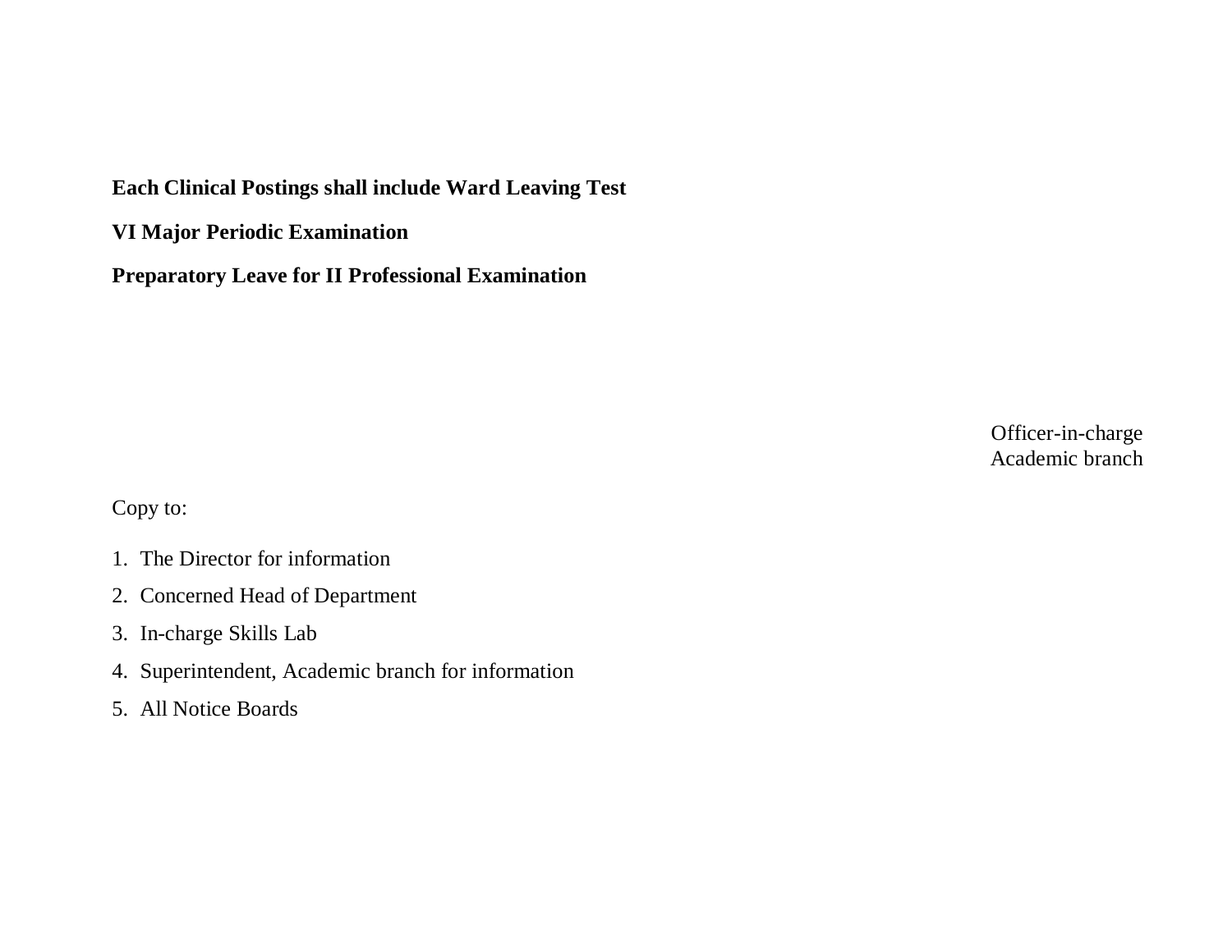**Each Clinical Postings shall include Ward Leaving Test**

**VI Major Periodic Examination**

**Preparatory Leave for II Professional Examination**

Officer-in-charge
Academic branch

Copy to:

1. The Director for information
2. Concerned Head of Department
3. In-charge Skills Lab
4. Superintendent, Academic branch for information
5. All Notice Boards